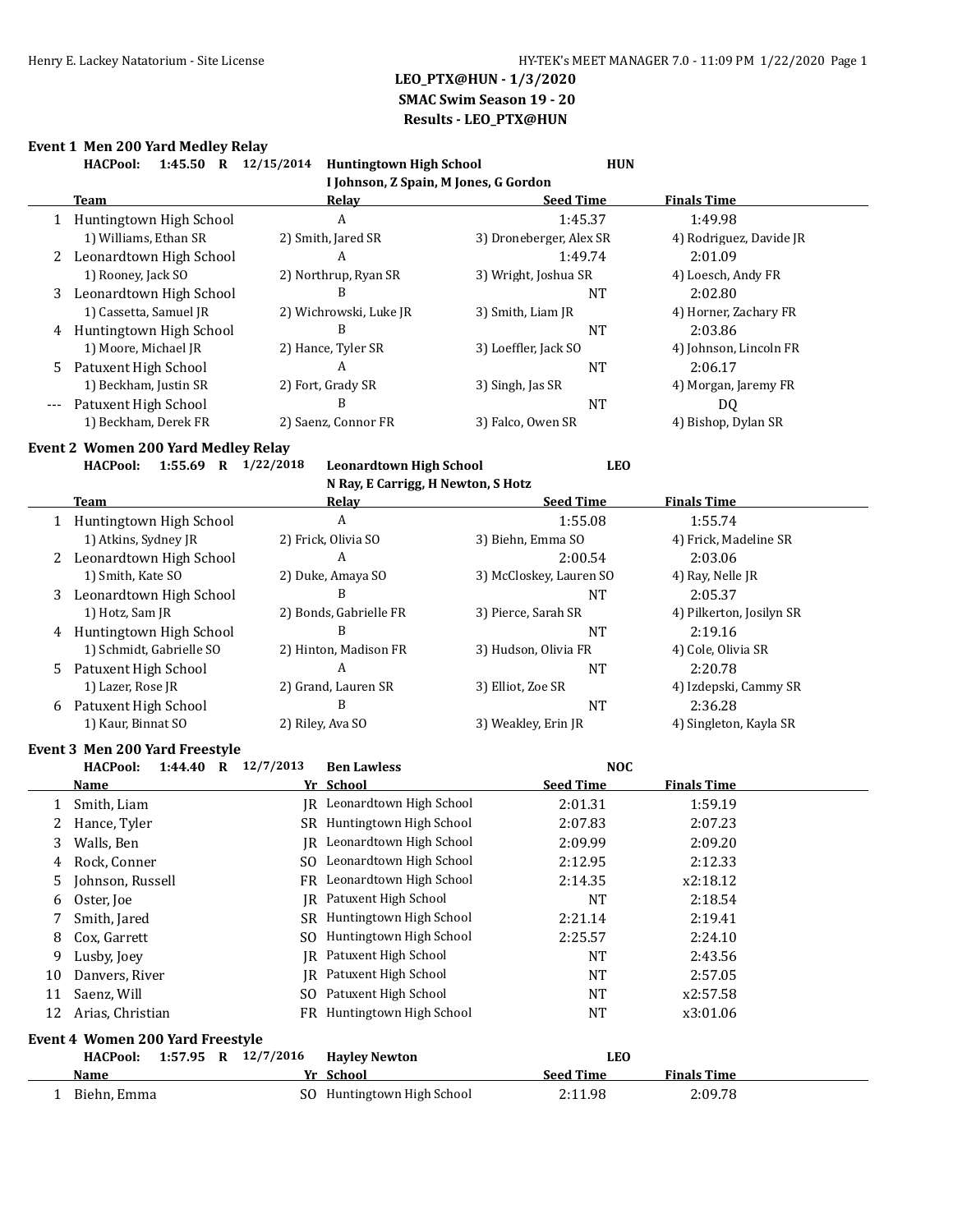# LEO_PTX@HUN - 1/3/2020

## SMAC Swim Season 19 - 20

## Results - LEO_PTX@HUN

### Event 1 Men 200 Yard Medley Relay

**HACPool: 1:45.50 R 12/15/2014 Huntington High School HUN**
**I Johnson, Z Spain, M Jones, G Gordon**

| | Team | Relay | Seed Time | Finals Time |
|---|---|---|---|---|
| 1 | Huntingtown High School | A | 1:45.37 | 1:49.98 |
| | 1) Williams, Ethan SR | 2) Smith, Jared SR | 3) Droneberger, Alex SR | 4) Rodriguez, Davide JR |
| 2 | Leonardtown High School | A | 1:49.74 | 2:01.09 |
| | 1) Rooney, Jack SO | 2) Northrup, Ryan SR | 3) Wright, Joshua SR | 4) Loesch, Andy FR |
| 3 | Leonardtown High School | B | NT | 2:02.80 |
| | 1) Cassetta, Samuel JR | 2) Wichrowski, Luke JR | 3) Smith, Liam JR | 4) Horner, Zachary FR |
| 4 | Huntingtown High School | B | NT | 2:03.86 |
| | 1) Moore, Michael JR | 2) Hance, Tyler SR | 3) Loeffler, Jack SO | 4) Johnson, Lincoln FR |
| 5 | Patuxent High School | A | NT | 2:06.17 |
| | 1) Beckham, Justin SR | 2) Fort, Grady SR | 3) Singh, Jas SR | 4) Morgan, Jaremy FR |
| --- | Patuxent High School | B | NT | DQ |
| | 1) Beckham, Derek FR | 2) Saenz, Connor FR | 3) Falco, Owen SR | 4) Bishop, Dylan SR |

### Event 2 Women 200 Yard Medley Relay

**HACPool: 1:55.69 R 1/22/2018 Leonardtown High School LEO**
**N Ray, E Carrigg, H Newton, S Hotz**

| | Team | Relay | Seed Time | Finals Time |
|---|---|---|---|---|
| 1 | Huntingtown High School | A | 1:55.08 | 1:55.74 |
| | 1) Atkins, Sydney JR | 2) Frick, Olivia SO | 3) Biehn, Emma SO | 4) Frick, Madeline SR |
| 2 | Leonardtown High School | A | 2:00.54 | 2:03.06 |
| | 1) Smith, Kate SO | 2) Duke, Amaya SO | 3) McCloskey, Lauren SO | 4) Ray, Nelle JR |
| 3 | Leonardtown High School | B | NT | 2:05.37 |
| | 1) Hotz, Sam JR | 2) Bonds, Gabrielle FR | 3) Pierce, Sarah SR | 4) Pilkerton, Josilyn SR |
| 4 | Huntingtown High School | B | NT | 2:19.16 |
| | 1) Schmidt, Gabrielle SO | 2) Hinton, Madison FR | 3) Hudson, Olivia FR | 4) Cole, Olivia SR |
| 5 | Patuxent High School | A | NT | 2:20.78 |
| | 1) Lazer, Rose JR | 2) Grand, Lauren SR | 3) Elliot, Zoe SR | 4) Izdepski, Cammy SR |
| 6 | Patuxent High School | B | NT | 2:36.28 |
| | 1) Kaur, Binnat SO | 2) Riley, Ava SO | 3) Weakley, Erin JR | 4) Singleton, Kayla SR |

### Event 3 Men 200 Yard Freestyle

**HACPool: 1:44.40 R 12/7/2013 Ben Lawless NOC**

| | Name | Yr | School | Seed Time | Finals Time |
|---|---|---|---|---|---|
| 1 | Smith, Liam | JR | Leonardtown High School | 2:01.31 | 1:59.19 |
| 2 | Hance, Tyler | SR | Huntingtown High School | 2:07.83 | 2:07.23 |
| 3 | Walls, Ben | JR | Leonardtown High School | 2:09.99 | 2:09.20 |
| 4 | Rock, Conner | SO | Leonardtown High School | 2:12.95 | 2:12.33 |
| 5 | Johnson, Russell | FR | Leonardtown High School | 2:14.35 | x2:18.12 |
| 6 | Oster, Joe | JR | Patuxent High School | NT | 2:18.54 |
| 7 | Smith, Jared | SR | Huntingtown High School | 2:21.14 | 2:19.41 |
| 8 | Cox, Garrett | SO | Huntingtown High School | 2:25.57 | 2:24.10 |
| 9 | Lusby, Joey | JR | Patuxent High School | NT | 2:43.56 |
| 10 | Danvers, River | JR | Patuxent High School | NT | 2:57.05 |
| 11 | Saenz, Will | SO | Patuxent High School | NT | x2:57.58 |
| 12 | Arias, Christian | FR | Huntingtown High School | NT | x3:01.06 |

### Event 4 Women 200 Yard Freestyle

**HACPool: 1:57.95 R 12/7/2016 Hayley Newton LEO**

| | Name | Yr | School | Seed Time | Finals Time |
|---|---|---|---|---|---|
| 1 | Biehn, Emma | SO | Huntingtown High School | 2:11.98 | 2:09.78 |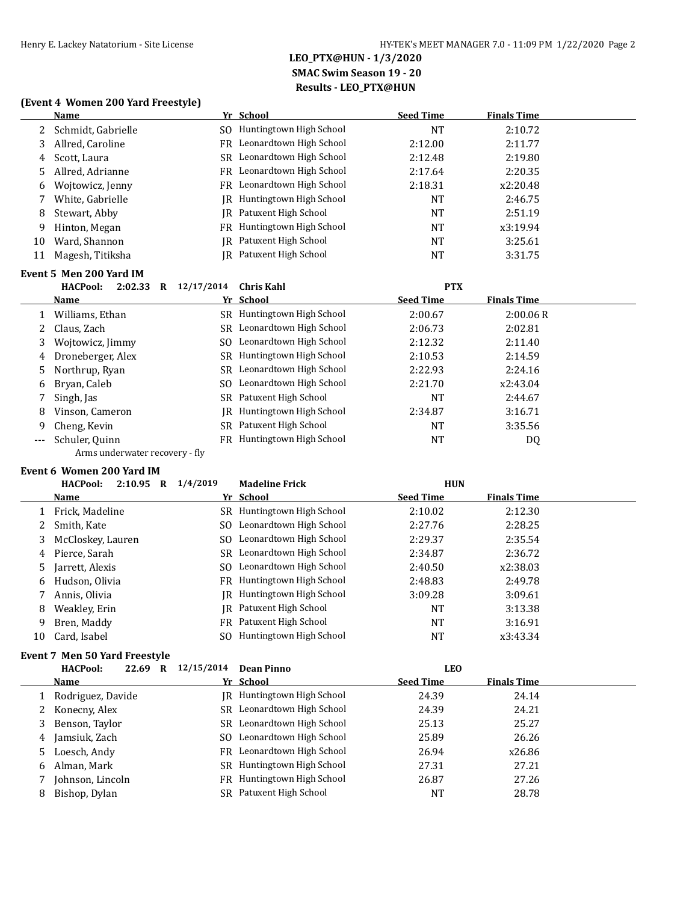## LEO_PTX@HUN - 1/3/2020
## SMAC Swim Season 19 - 20
## Results - LEO_PTX@HUN

### (Event 4 Women 200 Yard Freestyle)

| | Name | Yr | School | Seed Time | Finals Time |
|---|---|---|---|---|---|
| 2 | Schmidt, Gabrielle | SO | Huntingtown High School | NT | 2:10.72 |
| 3 | Allred, Caroline | FR | Leonardtown High School | 2:12.00 | 2:11.77 |
| 4 | Scott, Laura | SR | Leonardtown High School | 2:12.48 | 2:19.80 |
| 5 | Allred, Adrianne | FR | Leonardtown High School | 2:17.64 | 2:20.35 |
| 6 | Wojtowicz, Jenny | FR | Leonardtown High School | 2:18.31 | x2:20.48 |
| 7 | White, Gabrielle | JR | Huntingtown High School | NT | 2:46.75 |
| 8 | Stewart, Abby | JR | Patuxent High School | NT | 2:51.19 |
| 9 | Hinton, Megan | FR | Huntingtown High School | NT | x3:19.94 |
| 10 | Ward, Shannon | JR | Patuxent High School | NT | 3:25.61 |
| 11 | Magesh, Titiksha | JR | Patuxent High School | NT | 3:31.75 |

### Event 5 Men 200 Yard IM

HACPool: 2:02.33 R 12/17/2014 Chris Kahl PTX

| | Name | Yr | School | Seed Time | Finals Time |
|---|---|---|---|---|---|
| 1 | Williams, Ethan | SR | Huntingtown High School | 2:00.67 | 2:00.06 R |
| 2 | Claus, Zach | SR | Leonardtown High School | 2:06.73 | 2:02.81 |
| 3 | Wojtowicz, Jimmy | SO | Leonardtown High School | 2:12.32 | 2:11.40 |
| 4 | Droneberger, Alex | SR | Huntingtown High School | 2:10.53 | 2:14.59 |
| 5 | Northrup, Ryan | SR | Leonardtown High School | 2:22.93 | 2:24.16 |
| 6 | Bryan, Caleb | SO | Leonardtown High School | 2:21.70 | x2:43.04 |
| 7 | Singh, Jas | SR | Patuxent High School | NT | 2:44.67 |
| 8 | Vinson, Cameron | JR | Huntingtown High School | 2:34.87 | 3:16.71 |
| 9 | Cheng, Kevin | SR | Patuxent High School | NT | 3:35.56 |
| --- | Schuler, Quinn | FR | Huntingtown High School | NT | DQ |

Arms underwater recovery - fly

### Event 6 Women 200 Yard IM

HACPool: 2:10.95 R 1/4/2019 Madeline Frick HUN

| | Name | Yr | School | Seed Time | Finals Time |
|---|---|---|---|---|---|
| 1 | Frick, Madeline | SR | Huntingtown High School | 2:10.02 | 2:12.30 |
| 2 | Smith, Kate | SO | Leonardtown High School | 2:27.76 | 2:28.25 |
| 3 | McCloskey, Lauren | SO | Leonardtown High School | 2:29.37 | 2:35.54 |
| 4 | Pierce, Sarah | SR | Leonardtown High School | 2:34.87 | 2:36.72 |
| 5 | Jarrett, Alexis | SO | Leonardtown High School | 2:40.50 | x2:38.03 |
| 6 | Hudson, Olivia | FR | Huntingtown High School | 2:48.83 | 2:49.78 |
| 7 | Annis, Olivia | JR | Huntingtown High School | 3:09.28 | 3:09.61 |
| 8 | Weakley, Erin | JR | Patuxent High School | NT | 3:13.38 |
| 9 | Bren, Maddy | FR | Patuxent High School | NT | 3:16.91 |
| 10 | Card, Isabel | SO | Huntingtown High School | NT | x3:43.34 |

### Event 7 Men 50 Yard Freestyle

HACPool: 22.69 R 12/15/2014 Dean Pinno LEO

| | Name | Yr | School | Seed Time | Finals Time |
|---|---|---|---|---|---|
| 1 | Rodriguez, Davide | JR | Huntingtown High School | 24.39 | 24.14 |
| 2 | Konecny, Alex | SR | Leonardtown High School | 24.39 | 24.21 |
| 3 | Benson, Taylor | SR | Leonardtown High School | 25.13 | 25.27 |
| 4 | Jamsiuk, Zach | SO | Leonardtown High School | 25.89 | 26.26 |
| 5 | Loesch, Andy | FR | Leonardtown High School | 26.94 | x26.86 |
| 6 | Alman, Mark | SR | Huntingtown High School | 27.31 | 27.21 |
| 7 | Johnson, Lincoln | FR | Huntingtown High School | 26.87 | 27.26 |
| 8 | Bishop, Dylan | SR | Patuxent High School | NT | 28.78 |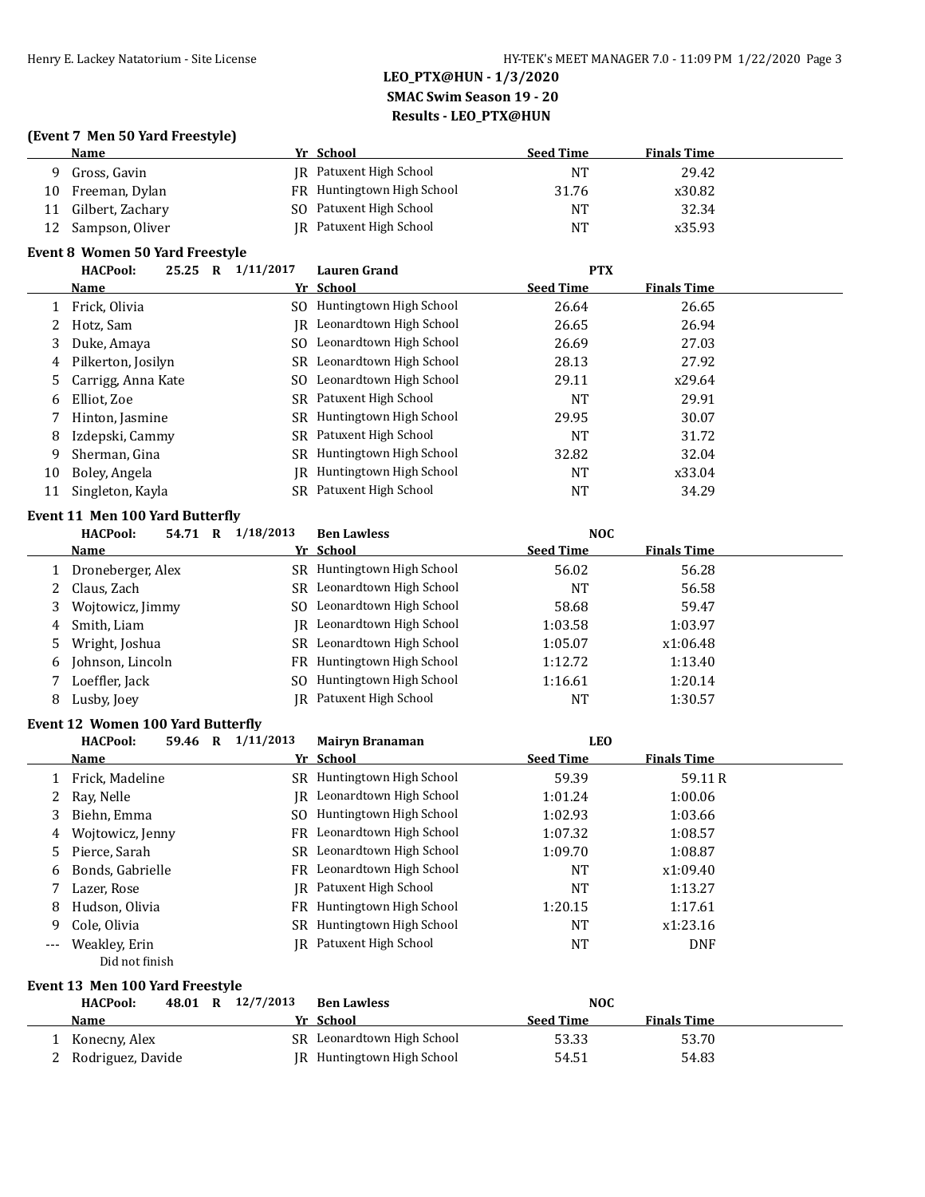**LEO_PTX@HUN - 1/3/2020**
**SMAC Swim Season 19 - 20**
**Results - LEO_PTX@HUN**

### (Event 7 Men 50 Yard Freestyle)

| | Name | Yr | School | Seed Time | Finals Time |
|---|---|---|---|---|---|
| 9 | Gross, Gavin | JR | Patuxent High School | NT | 29.42 |
| 10 | Freeman, Dylan | FR | Huntingtown High School | 31.76 | x30.82 |
| 11 | Gilbert, Zachary | SO | Patuxent High School | NT | 32.34 |
| 12 | Sampson, Oliver | JR | Patuxent High School | NT | x35.93 |

### Event 8 Women 50 Yard Freestyle

HACPool: 25.25 R 1/11/2017 Lauren Grand PTX

| | Name | Yr | School | Seed Time | Finals Time |
|---|---|---|---|---|---|
| 1 | Frick, Olivia | SO | Huntingtown High School | 26.64 | 26.65 |
| 2 | Hotz, Sam | JR | Leonardtown High School | 26.65 | 26.94 |
| 3 | Duke, Amaya | SO | Leonardtown High School | 26.69 | 27.03 |
| 4 | Pilkerton, Josilyn | SR | Leonardtown High School | 28.13 | 27.92 |
| 5 | Carrigg, Anna Kate | SO | Leonardtown High School | 29.11 | x29.64 |
| 6 | Elliot, Zoe | SR | Patuxent High School | NT | 29.91 |
| 7 | Hinton, Jasmine | SR | Huntingtown High School | 29.95 | 30.07 |
| 8 | Izdepski, Cammy | SR | Patuxent High School | NT | 31.72 |
| 9 | Sherman, Gina | SR | Huntingtown High School | 32.82 | 32.04 |
| 10 | Boley, Angela | JR | Huntingtown High School | NT | x33.04 |
| 11 | Singleton, Kayla | SR | Patuxent High School | NT | 34.29 |

### Event 11 Men 100 Yard Butterfly

HACPool: 54.71 R 1/18/2013 Ben Lawless NOC

| | Name | Yr | School | Seed Time | Finals Time |
|---|---|---|---|---|---|
| 1 | Droneberger, Alex | SR | Huntingtown High School | 56.02 | 56.28 |
| 2 | Claus, Zach | SR | Leonardtown High School | NT | 56.58 |
| 3 | Wojtowicz, Jimmy | SO | Leonardtown High School | 58.68 | 59.47 |
| 4 | Smith, Liam | JR | Leonardtown High School | 1:03.58 | 1:03.97 |
| 5 | Wright, Joshua | SR | Leonardtown High School | 1:05.07 | x1:06.48 |
| 6 | Johnson, Lincoln | FR | Huntingtown High School | 1:12.72 | 1:13.40 |
| 7 | Loeffler, Jack | SO | Huntingtown High School | 1:16.61 | 1:20.14 |
| 8 | Lusby, Joey | JR | Patuxent High School | NT | 1:30.57 |

### Event 12 Women 100 Yard Butterfly

HACPool: 59.46 R 1/11/2013 Mairyn Branaman LEO

| | Name | Yr | School | Seed Time | Finals Time |
|---|---|---|---|---|---|
| 1 | Frick, Madeline | SR | Huntingtown High School | 59.39 | 59.11 R |
| 2 | Ray, Nelle | JR | Leonardtown High School | 1:01.24 | 1:00.06 |
| 3 | Biehn, Emma | SO | Huntingtown High School | 1:02.93 | 1:03.66 |
| 4 | Wojtowicz, Jenny | FR | Leonardtown High School | 1:07.32 | 1:08.57 |
| 5 | Pierce, Sarah | SR | Leonardtown High School | 1:09.70 | 1:08.87 |
| 6 | Bonds, Gabrielle | FR | Leonardtown High School | NT | x1:09.40 |
| 7 | Lazer, Rose | JR | Patuxent High School | NT | 1:13.27 |
| 8 | Hudson, Olivia | FR | Huntingtown High School | 1:20.15 | 1:17.61 |
| 9 | Cole, Olivia | SR | Huntingtown High School | NT | x1:23.16 |
| --- | Weakley, Erin | JR | Patuxent High School | NT | DNF |
| | Did not finish | | | | |

### Event 13 Men 100 Yard Freestyle

HACPool: 48.01 R 12/7/2013 Ben Lawless NOC

| | Name | Yr | School | Seed Time | Finals Time |
|---|---|---|---|---|---|
| 1 | Konecny, Alex | SR | Leonardtown High School | 53.33 | 53.70 |
| 2 | Rodriguez, Davide | JR | Huntingtown High School | 54.51 | 54.83 |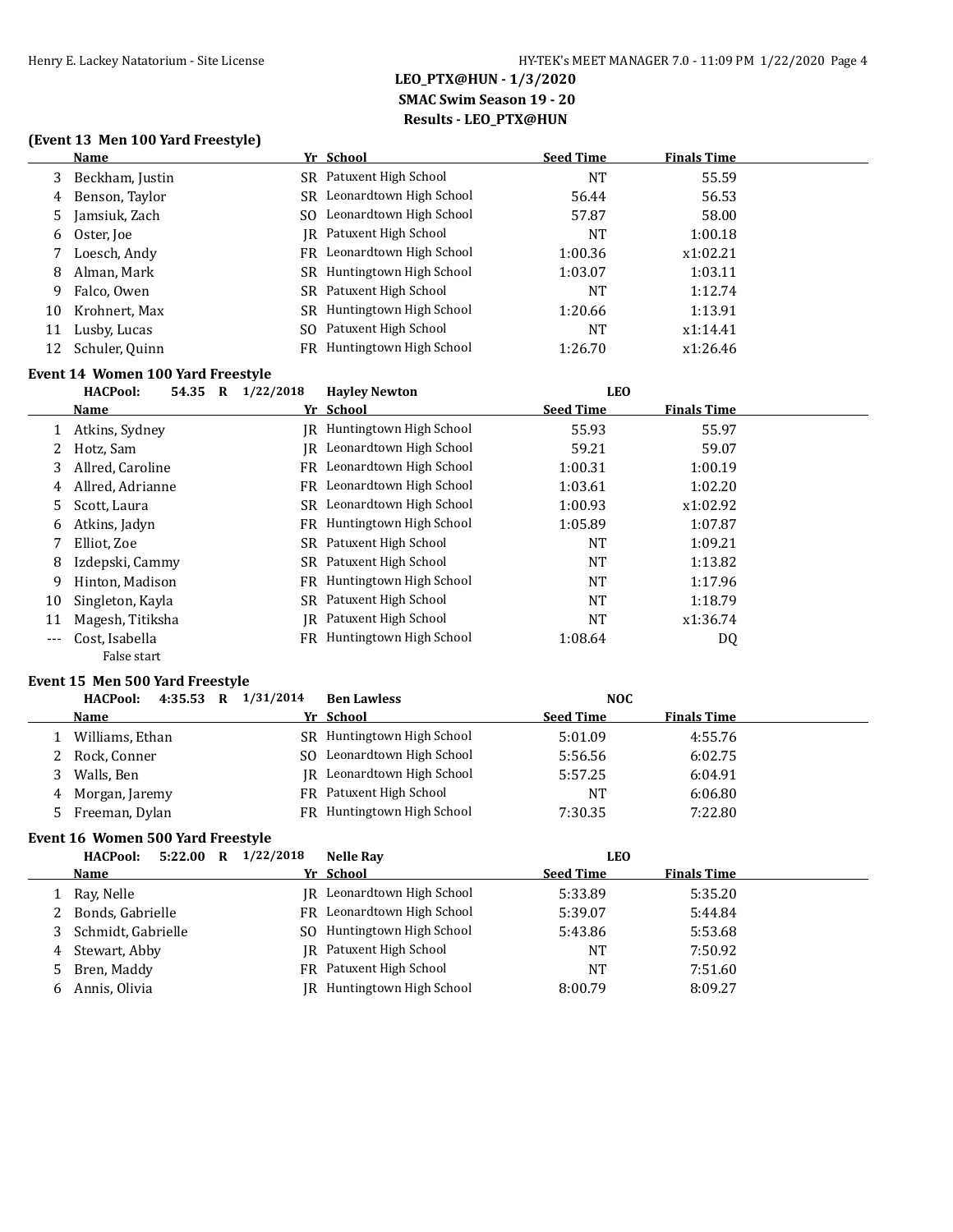## LEO_PTX@HUN - 1/3/2020
## SMAC Swim Season 19 - 20
## Results - LEO_PTX@HUN

### (Event 13 Men 100 Yard Freestyle)

| | Name | Yr | School | Seed Time | Finals Time |
|---|---|---|---|---|---|
| 3 | Beckham, Justin | SR | Patuxent High School | NT | 55.59 |
| 4 | Benson, Taylor | SR | Leonardtown High School | 56.44 | 56.53 |
| 5 | Jamsiuk, Zach | SO | Leonardtown High School | 57.87 | 58.00 |
| 6 | Oster, Joe | JR | Patuxent High School | NT | 1:00.18 |
| 7 | Loesch, Andy | FR | Leonardtown High School | 1:00.36 | x1:02.21 |
| 8 | Alman, Mark | SR | Huntingtown High School | 1:03.07 | 1:03.11 |
| 9 | Falco, Owen | SR | Patuxent High School | NT | 1:12.74 |
| 10 | Krohnert, Max | SR | Huntingtown High School | 1:20.66 | 1:13.91 |
| 11 | Lusby, Lucas | SO | Patuxent High School | NT | x1:14.41 |
| 12 | Schuler, Quinn | FR | Huntingtown High School | 1:26.70 | x1:26.46 |

### Event 14 Women 100 Yard Freestyle

HACPool: 54.35 R 1/22/2018 Hayley Newton LEO

| | Name | Yr | School | Seed Time | Finals Time |
|---|---|---|---|---|---|
| 1 | Atkins, Sydney | JR | Huntingtown High School | 55.93 | 55.97 |
| 2 | Hotz, Sam | JR | Leonardtown High School | 59.21 | 59.07 |
| 3 | Allred, Caroline | FR | Leonardtown High School | 1:00.31 | 1:00.19 |
| 4 | Allred, Adrianne | FR | Leonardtown High School | 1:03.61 | 1:02.20 |
| 5 | Scott, Laura | SR | Leonardtown High School | 1:00.93 | x1:02.92 |
| 6 | Atkins, Jadyn | FR | Huntingtown High School | 1:05.89 | 1:07.87 |
| 7 | Elliot, Zoe | SR | Patuxent High School | NT | 1:09.21 |
| 8 | Izdepski, Cammy | SR | Patuxent High School | NT | 1:13.82 |
| 9 | Hinton, Madison | FR | Huntingtown High School | NT | 1:17.96 |
| 10 | Singleton, Kayla | SR | Patuxent High School | NT | 1:18.79 |
| 11 | Magesh, Titiksha | JR | Patuxent High School | NT | x1:36.74 |
| --- | Cost, Isabella | FR | Huntingtown High School | 1:08.64 | DQ |
| | False start | | | | |

### Event 15 Men 500 Yard Freestyle

HACPool: 4:35.53 R 1/31/2014 Ben Lawless NOC

| | Name | Yr | School | Seed Time | Finals Time |
|---|---|---|---|---|---|
| 1 | Williams, Ethan | SR | Huntingtown High School | 5:01.09 | 4:55.76 |
| 2 | Rock, Conner | SO | Leonardtown High School | 5:56.56 | 6:02.75 |
| 3 | Walls, Ben | JR | Leonardtown High School | 5:57.25 | 6:04.91 |
| 4 | Morgan, Jaremy | FR | Patuxent High School | NT | 6:06.80 |
| 5 | Freeman, Dylan | FR | Huntingtown High School | 7:30.35 | 7:22.80 |

### Event 16 Women 500 Yard Freestyle

HACPool: 5:22.00 R 1/22/2018 Nelle Ray LEO

| | Name | Yr | School | Seed Time | Finals Time |
|---|---|---|---|---|---|
| 1 | Ray, Nelle | JR | Leonardtown High School | 5:33.89 | 5:35.20 |
| 2 | Bonds, Gabrielle | FR | Leonardtown High School | 5:39.07 | 5:44.84 |
| 3 | Schmidt, Gabrielle | SO | Huntingtown High School | 5:43.86 | 5:53.68 |
| 4 | Stewart, Abby | JR | Patuxent High School | NT | 7:50.92 |
| 5 | Bren, Maddy | FR | Patuxent High School | NT | 7:51.60 |
| 6 | Annis, Olivia | JR | Huntingtown High School | 8:00.79 | 8:09.27 |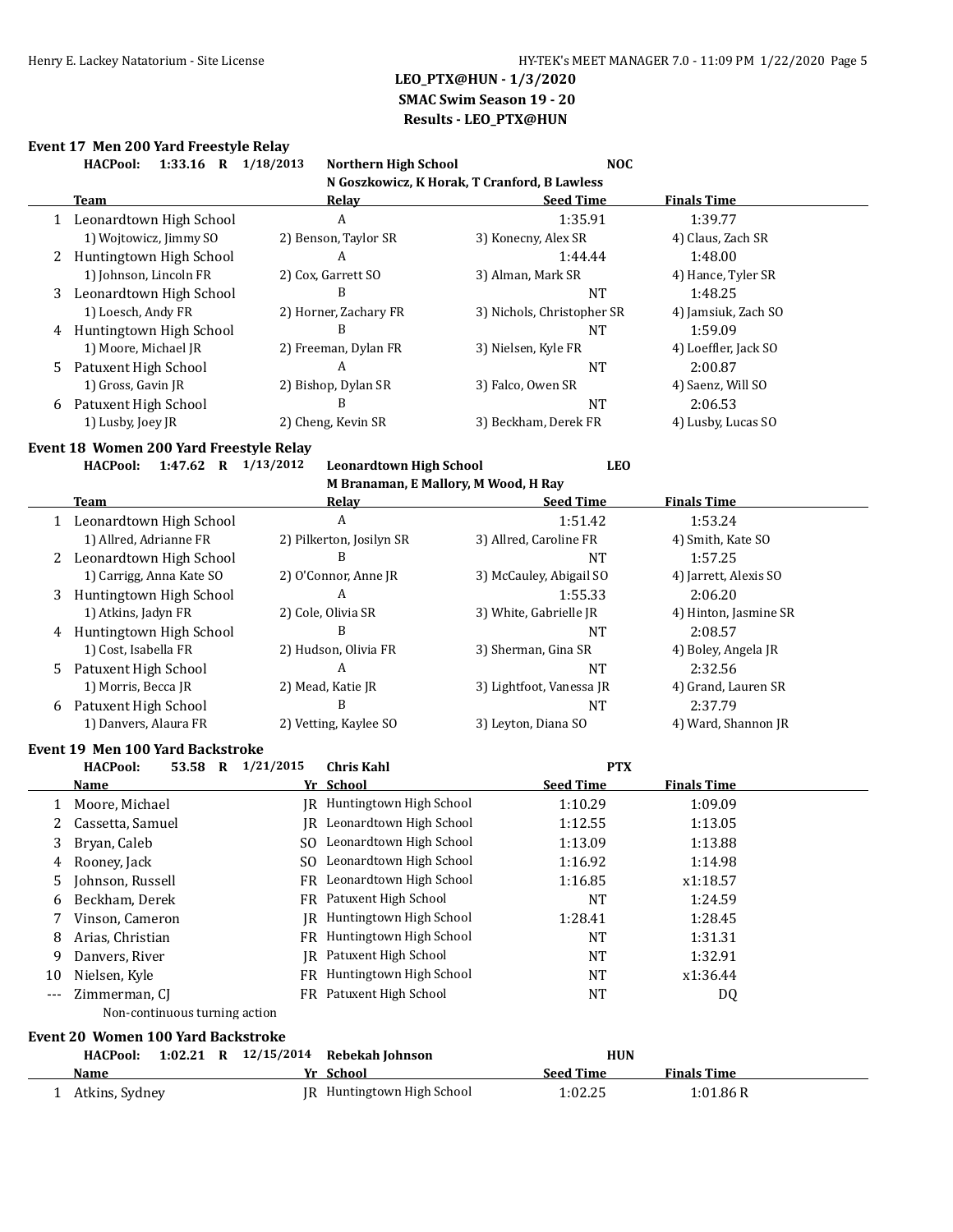## LEO_PTX@HUN - 1/3/2020
## SMAC Swim Season 19 - 20
## Results - LEO_PTX@HUN

### Event 17 Men 200 Yard Freestyle Relay

**HACPool: 1:33.16 R 1/18/2013 Northern High School NOC**
N Goszkowicz, K Horak, T Cranford, B Lawless

| | Team | Relay | Seed Time | Finals Time |
|---|---|---|---|---|
| 1 | Leonardtown High School | A | 1:35.91 | 1:39.77 |
| | 1) Wojtowicz, Jimmy SO | 2) Benson, Taylor SR | 3) Konecny, Alex SR | 4) Claus, Zach SR |
| 2 | Huntingtown High School | A | 1:44.44 | 1:48.00 |
| | 1) Johnson, Lincoln FR | 2) Cox, Garrett SO | 3) Alman, Mark SR | 4) Hance, Tyler SR |
| 3 | Leonardtown High School | B | NT | 1:48.25 |
| | 1) Loesch, Andy FR | 2) Horner, Zachary FR | 3) Nichols, Christopher SR | 4) Jamsiuk, Zach SO |
| 4 | Huntingtown High School | B | NT | 1:59.09 |
| | 1) Moore, Michael JR | 2) Freeman, Dylan FR | 3) Nielsen, Kyle FR | 4) Loeffler, Jack SO |
| 5 | Patuxent High School | A | NT | 2:00.87 |
| | 1) Gross, Gavin JR | 2) Bishop, Dylan SR | 3) Falco, Owen SR | 4) Saenz, Will SO |
| 6 | Patuxent High School | B | NT | 2:06.53 |
| | 1) Lusby, Joey JR | 2) Cheng, Kevin SR | 3) Beckham, Derek FR | 4) Lusby, Lucas SO |

### Event 18 Women 200 Yard Freestyle Relay

**HACPool: 1:47.62 R 1/13/2012 Leonardtown High School LEO**
M Branaman, E Mallory, M Wood, H Ray

| | Team | Relay | Seed Time | Finals Time |
|---|---|---|---|---|
| 1 | Leonardtown High School | A | 1:51.42 | 1:53.24 |
| | 1) Allred, Adrianne FR | 2) Pilkerton, Josilyn SR | 3) Allred, Caroline FR | 4) Smith, Kate SO |
| 2 | Leonardtown High School | B | NT | 1:57.25 |
| | 1) Carrigg, Anna Kate SO | 2) O'Connor, Anne JR | 3) McCauley, Abigail SO | 4) Jarrett, Alexis SO |
| 3 | Huntingtown High School | A | 1:55.33 | 2:06.20 |
| | 1) Atkins, Jadyn FR | 2) Cole, Olivia SR | 3) White, Gabrielle JR | 4) Hinton, Jasmine SR |
| 4 | Huntingtown High School | B | NT | 2:08.57 |
| | 1) Cost, Isabella FR | 2) Hudson, Olivia FR | 3) Sherman, Gina SR | 4) Boley, Angela JR |
| 5 | Patuxent High School | A | NT | 2:32.56 |
| | 1) Morris, Becca JR | 2) Mead, Katie JR | 3) Lightfoot, Vanessa JR | 4) Grand, Lauren SR |
| 6 | Patuxent High School | B | NT | 2:37.79 |
| | 1) Danvers, Alaura FR | 2) Vetting, Kaylee SO | 3) Leyton, Diana SO | 4) Ward, Shannon JR |

### Event 19 Men 100 Yard Backstroke

**HACPool: 53.58 R 1/21/2015 Chris Kahl PTX**

| | Name | Yr | School | Seed Time | Finals Time |
|---|---|---|---|---|---|
| 1 | Moore, Michael | JR | Huntingtown High School | 1:10.29 | 1:09.09 |
| 2 | Cassetta, Samuel | JR | Leonardtown High School | 1:12.55 | 1:13.05 |
| 3 | Bryan, Caleb | SO | Leonardtown High School | 1:13.09 | 1:13.88 |
| 4 | Rooney, Jack | SO | Leonardtown High School | 1:16.92 | 1:14.98 |
| 5 | Johnson, Russell | FR | Leonardtown High School | 1:16.85 | x1:18.57 |
| 6 | Beckham, Derek | FR | Patuxent High School | NT | 1:24.59 |
| 7 | Vinson, Cameron | JR | Huntingtown High School | 1:28.41 | 1:28.45 |
| 8 | Arias, Christian | FR | Huntingtown High School | NT | 1:31.31 |
| 9 | Danvers, River | JR | Patuxent High School | NT | 1:32.91 |
| 10 | Nielsen, Kyle | FR | Huntingtown High School | NT | x1:36.44 |
| --- | Zimmerman, CJ | FR | Patuxent High School | NT | DQ |
| | Non-continuous turning action | | | | |

### Event 20 Women 100 Yard Backstroke

**HACPool: 1:02.21 R 12/15/2014 Rebekah Johnson HUN**

| | Name | Yr | School | Seed Time | Finals Time |
|---|---|---|---|---|---|
| 1 | Atkins, Sydney | JR | Huntingtown High School | 1:02.25 | 1:01.86 R |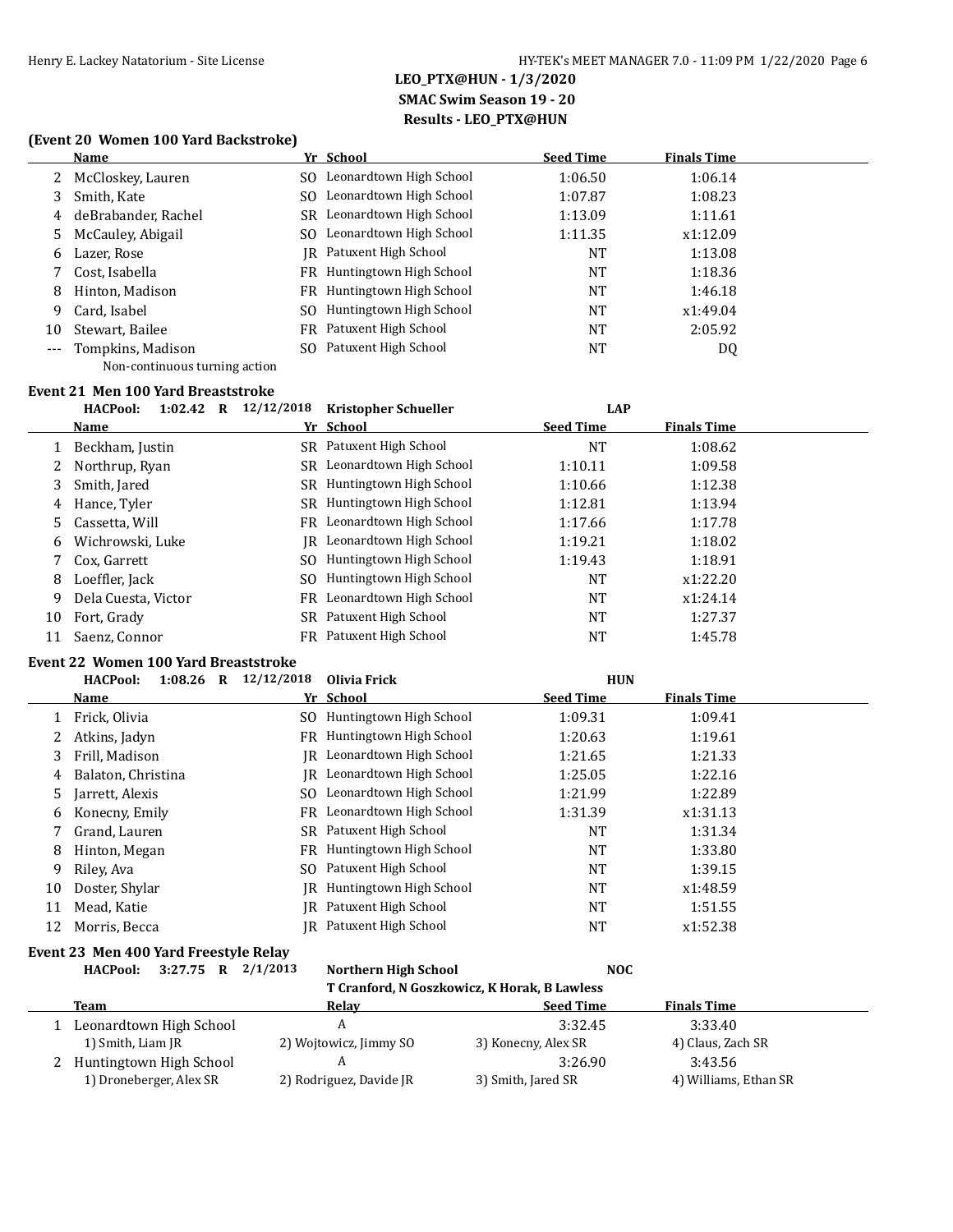# LEO_PTX@HUN - 1/3/2020
## SMAC Swim Season 19 - 20
## Results - LEO_PTX@HUN

### (Event 20 Women 100 Yard Backstroke)

| | Name | Yr | School | Seed Time | Finals Time |
|---|---|---|---|---|---|
| 2 | McCloskey, Lauren | SO | Leonardtown High School | 1:06.50 | 1:06.14 |
| 3 | Smith, Kate | SO | Leonardtown High School | 1:07.87 | 1:08.23 |
| 4 | deBrabander, Rachel | SR | Leonardtown High School | 1:13.09 | 1:11.61 |
| 5 | McCauley, Abigail | SO | Leonardtown High School | 1:11.35 | x1:12.09 |
| 6 | Lazer, Rose | JR | Patuxent High School | NT | 1:13.08 |
| 7 | Cost, Isabella | FR | Huntingtown High School | NT | 1:18.36 |
| 8 | Hinton, Madison | FR | Huntingtown High School | NT | 1:46.18 |
| 9 | Card, Isabel | SO | Huntingtown High School | NT | x1:49.04 |
| 10 | Stewart, Bailee | FR | Patuxent High School | NT | 2:05.92 |
| --- | Tompkins, Madison | SO | Patuxent High School | NT | DQ |

Non-continuous turning action

### Event 21 Men 100 Yard Breaststroke

HACPool: 1:02.42 R 12/12/2018 Kristopher Schueller LAP

| | Name | Yr | School | Seed Time | Finals Time |
|---|---|---|---|---|---|
| 1 | Beckham, Justin | SR | Patuxent High School | NT | 1:08.62 |
| 2 | Northrup, Ryan | SR | Leonardtown High School | 1:10.11 | 1:09.58 |
| 3 | Smith, Jared | SR | Huntingtown High School | 1:10.66 | 1:12.38 |
| 4 | Hance, Tyler | SR | Huntingtown High School | 1:12.81 | 1:13.94 |
| 5 | Cassetta, Will | FR | Leonardtown High School | 1:17.66 | 1:17.78 |
| 6 | Wichrowski, Luke | JR | Leonardtown High School | 1:19.21 | 1:18.02 |
| 7 | Cox, Garrett | SO | Huntingtown High School | 1:19.43 | 1:18.91 |
| 8 | Loeffler, Jack | SO | Huntingtown High School | NT | x1:22.20 |
| 9 | Dela Cuesta, Victor | FR | Leonardtown High School | NT | x1:24.14 |
| 10 | Fort, Grady | SR | Patuxent High School | NT | 1:27.37 |
| 11 | Saenz, Connor | FR | Patuxent High School | NT | 1:45.78 |

### Event 22 Women 100 Yard Breaststroke

HACPool: 1:08.26 R 12/12/2018 Olivia Frick HUN

| | Name | Yr | School | Seed Time | Finals Time |
|---|---|---|---|---|---|
| 1 | Frick, Olivia | SO | Huntingtown High School | 1:09.31 | 1:09.41 |
| 2 | Atkins, Jadyn | FR | Huntingtown High School | 1:20.63 | 1:19.61 |
| 3 | Frill, Madison | JR | Leonardtown High School | 1:21.65 | 1:21.33 |
| 4 | Balaton, Christina | JR | Leonardtown High School | 1:25.05 | 1:22.16 |
| 5 | Jarrett, Alexis | SO | Leonardtown High School | 1:21.99 | 1:22.89 |
| 6 | Konecny, Emily | FR | Leonardtown High School | 1:31.39 | x1:31.13 |
| 7 | Grand, Lauren | SR | Patuxent High School | NT | 1:31.34 |
| 8 | Hinton, Megan | FR | Huntingtown High School | NT | 1:33.80 |
| 9 | Riley, Ava | SO | Patuxent High School | NT | 1:39.15 |
| 10 | Doster, Shylar | JR | Huntingtown High School | NT | x1:48.59 |
| 11 | Mead, Katie | JR | Patuxent High School | NT | 1:51.55 |
| 12 | Morris, Becca | JR | Patuxent High School | NT | x1:52.38 |

### Event 23 Men 400 Yard Freestyle Relay

HACPool: 3:27.75 R 2/1/2013 Northern High School NOC
T Cranford, N Goszkowicz, K Horak, B Lawless

| | Team | Relay | Seed Time | Finals Time |
|---|---|---|---|---|
| 1 | Leonardtown High School | A | 3:32.45 | 3:33.40 |
| | 1) Smith, Liam JR | 2) Wojtowicz, Jimmy SO | 3) Konecny, Alex SR | 4) Claus, Zach SR |
| 2 | Huntingtown High School | A | 3:26.90 | 3:43.56 |
| | 1) Droneberger, Alex SR | 2) Rodriguez, Davide JR | 3) Smith, Jared SR | 4) Williams, Ethan SR |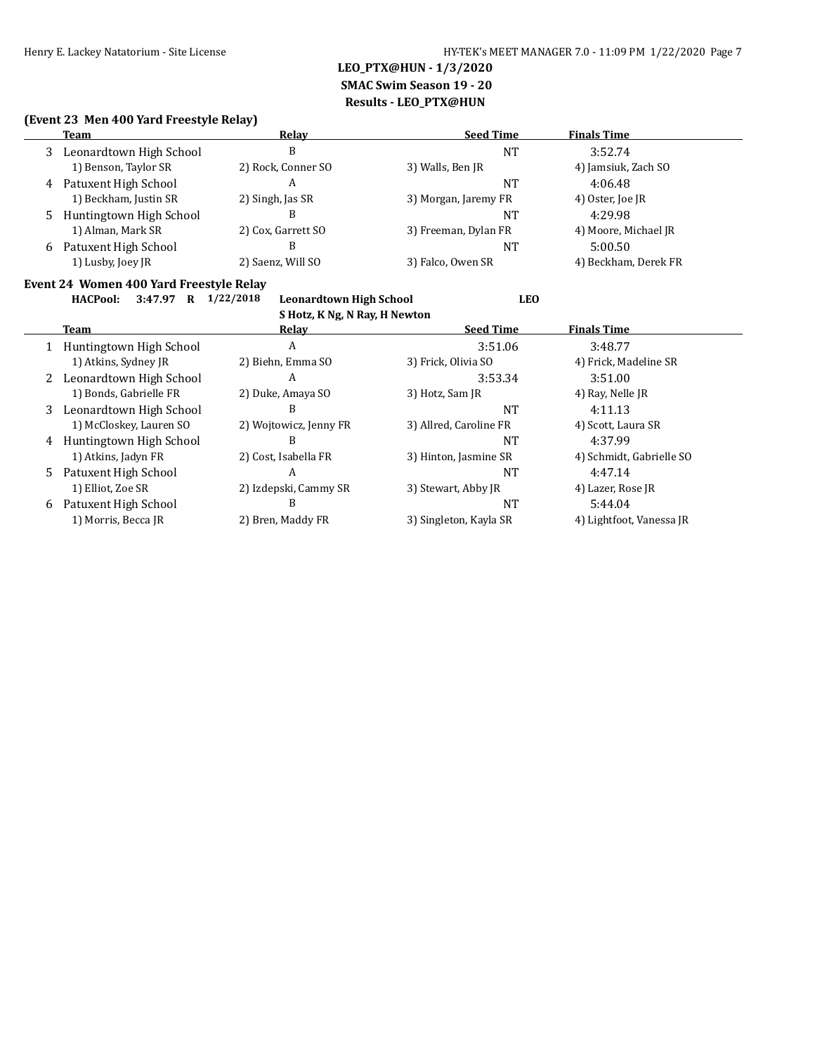**LEO_PTX@HUN - 1/3/2020**
**SMAC Swim Season 19 - 20**
**Results - LEO_PTX@HUN**

### (Event 23 Men 400 Yard Freestyle Relay)

| | Team | Relay | Seed Time | Finals Time |
|---|---|---|---|---|
| 3 | Leonardtown High School | B | NT | 3:52.74 |
| | 1) Benson, Taylor SR | 2) Rock, Conner SO | 3) Walls, Ben JR | 4) Jamsiuk, Zach SO |
| 4 | Patuxent High School | A | NT | 4:06.48 |
| | 1) Beckham, Justin SR | 2) Singh, Jas SR | 3) Morgan, Jaremy FR | 4) Oster, Joe JR |
| 5 | Huntingtown High School | B | NT | 4:29.98 |
| | 1) Alman, Mark SR | 2) Cox, Garrett SO | 3) Freeman, Dylan FR | 4) Moore, Michael JR |
| 6 | Patuxent High School | B | NT | 5:00.50 |
| | 1) Lusby, Joey JR | 2) Saenz, Will SO | 3) Falco, Owen SR | 4) Beckham, Derek FR |

### Event 24 Women 400 Yard Freestyle Relay

**HACPool: 3:47.97 R 1/22/2018 Leonardtown High School LEO**
**S Hotz, K Ng, N Ray, H Newton**

| | Team | Relay | Seed Time | Finals Time |
|---|---|---|---|---|
| 1 | Huntingtown High School | A | 3:51.06 | 3:48.77 |
| | 1) Atkins, Sydney JR | 2) Biehn, Emma SO | 3) Frick, Olivia SO | 4) Frick, Madeline SR |
| 2 | Leonardtown High School | A | 3:53.34 | 3:51.00 |
| | 1) Bonds, Gabrielle FR | 2) Duke, Amaya SO | 3) Hotz, Sam JR | 4) Ray, Nelle JR |
| 3 | Leonardtown High School | B | NT | 4:11.13 |
| | 1) McCloskey, Lauren SO | 2) Wojtowicz, Jenny FR | 3) Allred, Caroline FR | 4) Scott, Laura SR |
| 4 | Huntingtown High School | B | NT | 4:37.99 |
| | 1) Atkins, Jadyn FR | 2) Cost, Isabella FR | 3) Hinton, Jasmine SR | 4) Schmidt, Gabrielle SO |
| 5 | Patuxent High School | A | NT | 4:47.14 |
| | 1) Elliot, Zoe SR | 2) Izdepski, Cammy SR | 3) Stewart, Abby JR | 4) Lazer, Rose JR |
| 6 | Patuxent High School | B | NT | 5:44.04 |
| | 1) Morris, Becca JR | 2) Bren, Maddy FR | 3) Singleton, Kayla SR | 4) Lightfoot, Vanessa JR |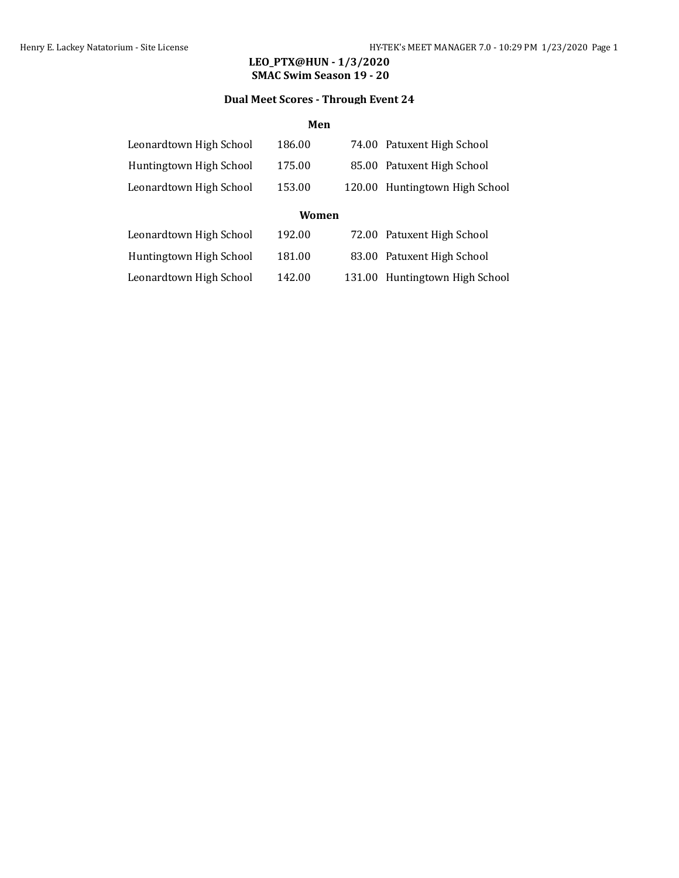**LEO_PTX@HUN - 1/3/2020**
**SMAC Swim Season 19 - 20**

**Dual Meet Scores - Through Event 24**

**Men**

| | | | |
|---|---|---|---|
| Leonardtown High School | 186.00 | 74.00 | Patuxent High School |
| Huntingtown High School | 175.00 | 85.00 | Patuxent High School |
| Leonardtown High School | 153.00 | 120.00 | Huntingtown High School |

**Women**

| | | | |
|---|---|---|---|
| Leonardtown High School | 192.00 | 72.00 | Patuxent High School |
| Huntingtown High School | 181.00 | 83.00 | Patuxent High School |
| Leonardtown High School | 142.00 | 131.00 | Huntingtown High School |